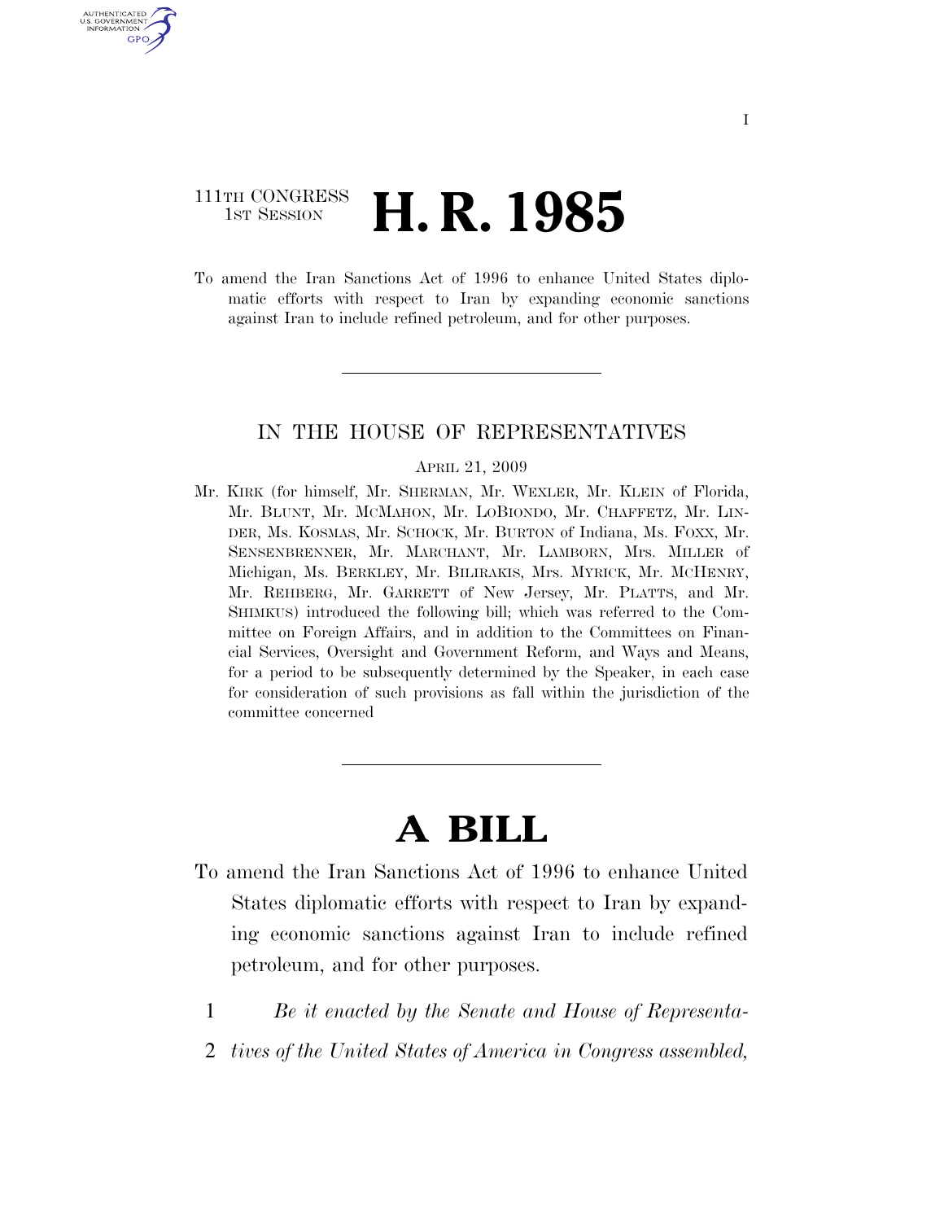111TH CONGRESS
1ST SESSION

# H. R. 1985

To amend the Iran Sanctions Act of 1996 to enhance United States diplomatic efforts with respect to Iran by expanding economic sanctions against Iran to include refined petroleum, and for other purposes.

---

IN THE HOUSE OF REPRESENTATIVES

APRIL 21, 2009

Mr. KIRK (for himself, Mr. SHERMAN, Mr. WEXLER, Mr. KLEIN of Florida, Mr. BLUNT, Mr. MCMAHON, Mr. LOBIONDO, Mr. CHAFFETZ, Mr. LINDER, Ms. KOSMAS, Mr. SCHOCK, Mr. BURTON of Indiana, Ms. FOXX, Mr. SENSENBRENNER, Mr. MARCHANT, Mr. LAMBORN, Mrs. MILLER of Michigan, Ms. BERKLEY, Mr. BILIRAKIS, Mrs. MYRICK, Mr. MCHENRY, Mr. REHBERG, Mr. GARRETT of New Jersey, Mr. PLATTS, and Mr. SHIMKUS) introduced the following bill; which was referred to the Committee on Foreign Affairs, and in addition to the Committees on Financial Services, Oversight and Government Reform, and Ways and Means, for a period to be subsequently determined by the Speaker, in each case for consideration of such provisions as fall within the jurisdiction of the committee concerned

---

# A BILL

To amend the Iran Sanctions Act of 1996 to enhance United States diplomatic efforts with respect to Iran by expanding economic sanctions against Iran to include refined petroleum, and for other purposes.

1 *Be it enacted by the Senate and House of Representa-*
2 *tives of the United States of America in Congress assembled,*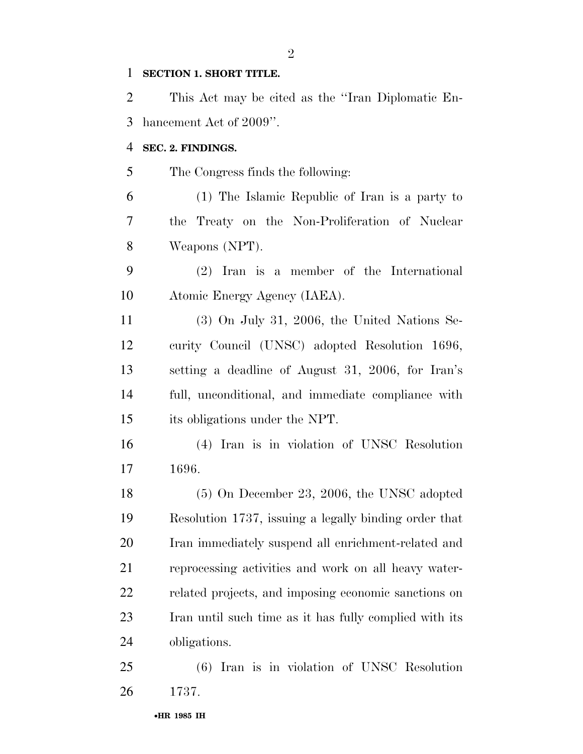**SECTION 1. SHORT TITLE.**

This Act may be cited as the ''Iran Diplomatic Enhancement Act of 2009''.

**SEC. 2. FINDINGS.**

The Congress finds the following:

(1) The Islamic Republic of Iran is a party to the Treaty on the Non-Proliferation of Nuclear Weapons (NPT).

(2) Iran is a member of the International Atomic Energy Agency (IAEA).

(3) On July 31, 2006, the United Nations Security Council (UNSC) adopted Resolution 1696, setting a deadline of August 31, 2006, for Iran's full, unconditional, and immediate compliance with its obligations under the NPT.

(4) Iran is in violation of UNSC Resolution 1696.

(5) On December 23, 2006, the UNSC adopted Resolution 1737, issuing a legally binding order that Iran immediately suspend all enrichment-related and reprocessing activities and work on all heavy water-related projects, and imposing economic sanctions on Iran until such time as it has fully complied with its obligations.

(6) Iran is in violation of UNSC Resolution 1737.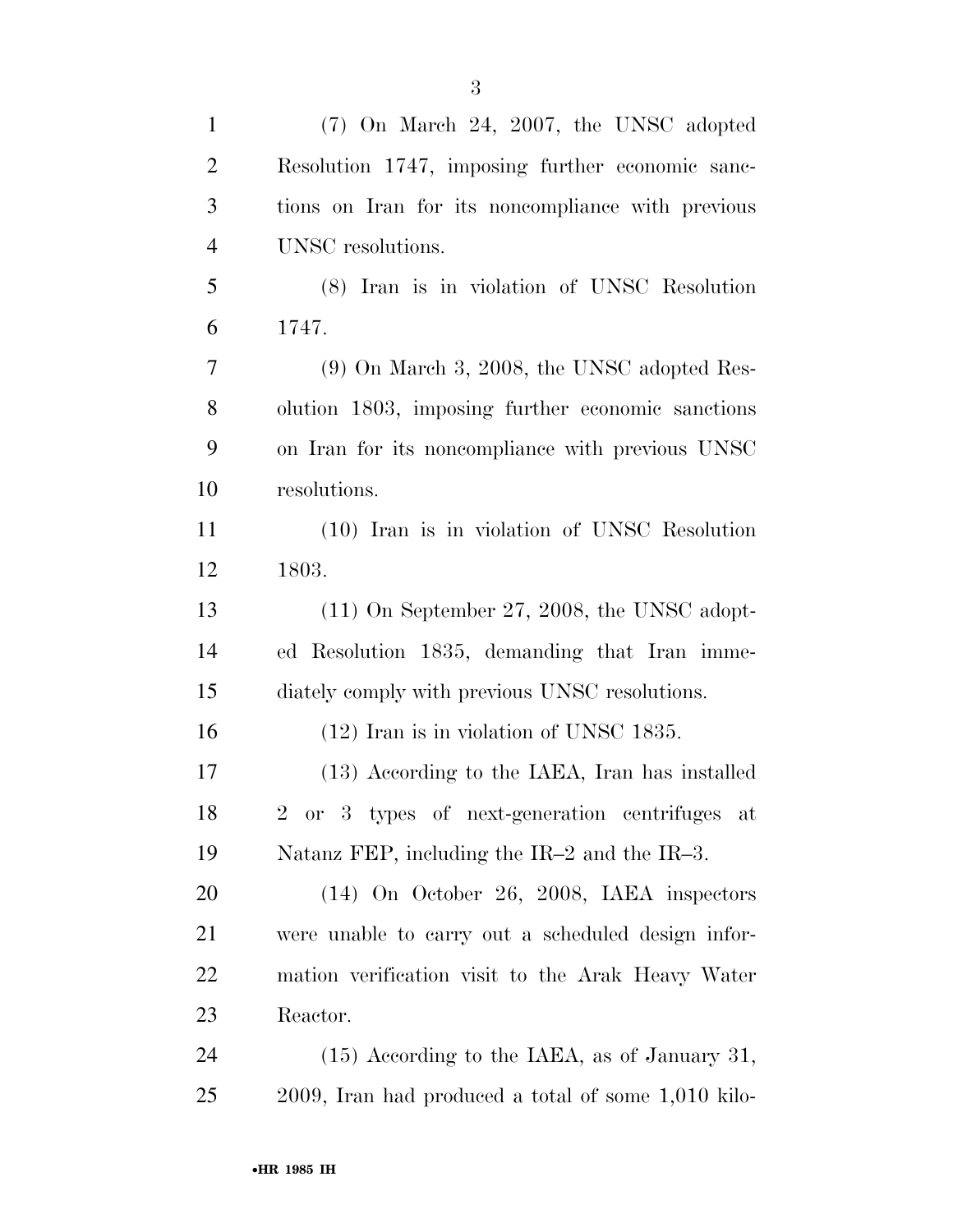(7) On March 24, 2007, the UNSC adopted Resolution 1747, imposing further economic sanctions on Iran for its noncompliance with previous UNSC resolutions.

(8) Iran is in violation of UNSC Resolution 1747.

(9) On March 3, 2008, the UNSC adopted Resolution 1803, imposing further economic sanctions on Iran for its noncompliance with previous UNSC resolutions.

(10) Iran is in violation of UNSC Resolution 1803.

(11) On September 27, 2008, the UNSC adopted Resolution 1835, demanding that Iran immediately comply with previous UNSC resolutions.

(12) Iran is in violation of UNSC 1835.

(13) According to the IAEA, Iran has installed 2 or 3 types of next-generation centrifuges at Natanz FEP, including the IR–2 and the IR–3.

(14) On October 26, 2008, IAEA inspectors were unable to carry out a scheduled design information verification visit to the Arak Heavy Water Reactor.

(15) According to the IAEA, as of January 31, 2009, Iran had produced a total of some 1,010 kilo-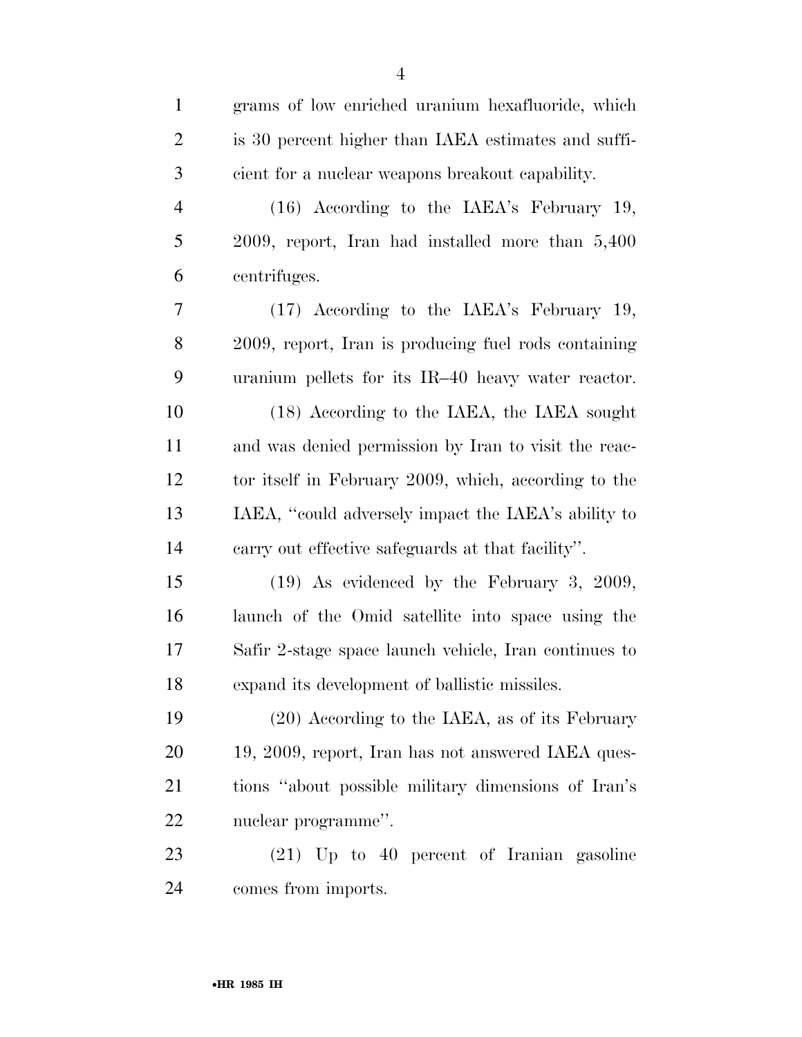grams of low enriched uranium hexafluoride, which is 30 percent higher than IAEA estimates and sufficient for a nuclear weapons breakout capability.

(16) According to the IAEA's February 19, 2009, report, Iran had installed more than 5,400 centrifuges.

(17) According to the IAEA's February 19, 2009, report, Iran is producing fuel rods containing uranium pellets for its IR–40 heavy water reactor.

(18) According to the IAEA, the IAEA sought and was denied permission by Iran to visit the reactor itself in February 2009, which, according to the IAEA, "could adversely impact the IAEA's ability to carry out effective safeguards at that facility".

(19) As evidenced by the February 3, 2009, launch of the Omid satellite into space using the Safir 2-stage space launch vehicle, Iran continues to expand its development of ballistic missiles.

(20) According to the IAEA, as of its February 19, 2009, report, Iran has not answered IAEA questions "about possible military dimensions of Iran's nuclear programme".

(21) Up to 40 percent of Iranian gasoline comes from imports.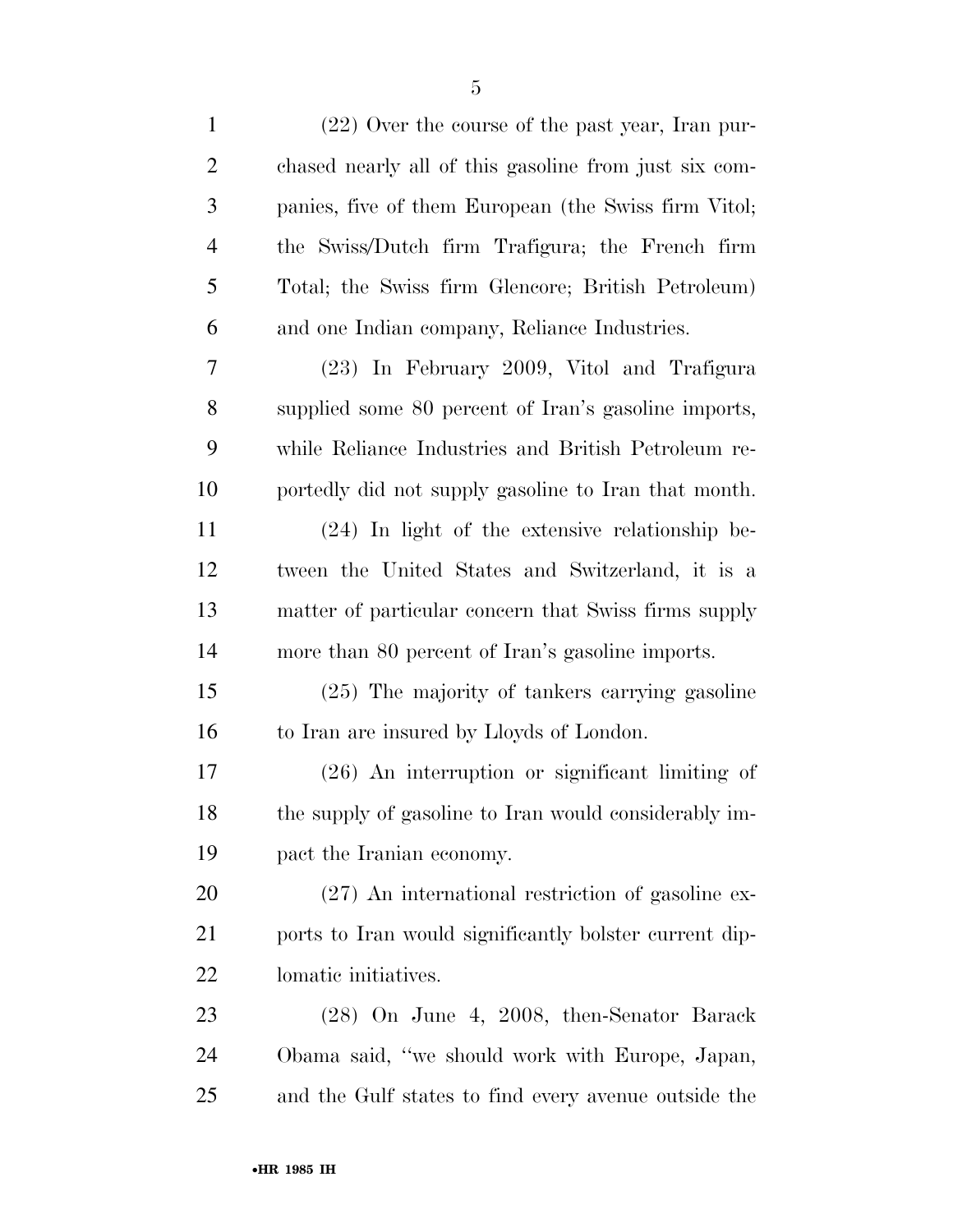(22) Over the course of the past year, Iran purchased nearly all of this gasoline from just six companies, five of them European (the Swiss firm Vitol; the Swiss/Dutch firm Trafigura; the French firm Total; the Swiss firm Glencore; British Petroleum) and one Indian company, Reliance Industries.

(23) In February 2009, Vitol and Trafigura supplied some 80 percent of Iran's gasoline imports, while Reliance Industries and British Petroleum reportedly did not supply gasoline to Iran that month.

(24) In light of the extensive relationship between the United States and Switzerland, it is a matter of particular concern that Swiss firms supply more than 80 percent of Iran's gasoline imports.

(25) The majority of tankers carrying gasoline to Iran are insured by Lloyds of London.

(26) An interruption or significant limiting of the supply of gasoline to Iran would considerably impact the Iranian economy.

(27) An international restriction of gasoline exports to Iran would significantly bolster current diplomatic initiatives.

(28) On June 4, 2008, then-Senator Barack Obama said, "we should work with Europe, Japan, and the Gulf states to find every avenue outside the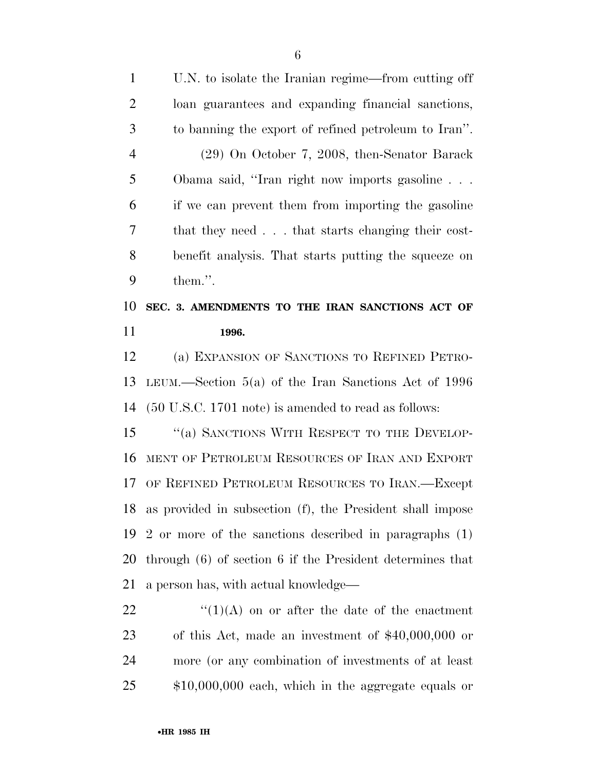U.N. to isolate the Iranian regime—from cutting off loan guarantees and expanding financial sanctions, to banning the export of refined petroleum to Iran''.

(29) On October 7, 2008, then-Senator Barack Obama said, ''Iran right now imports gasoline . . . if we can prevent them from importing the gasoline that they need . . . that starts changing their cost-benefit analysis. That starts putting the squeeze on them.''.

**SEC. 3. AMENDMENTS TO THE IRAN SANCTIONS ACT OF 1996.**

(a) EXPANSION OF SANCTIONS TO REFINED PETROLEUM.—Section 5(a) of the Iran Sanctions Act of 1996 (50 U.S.C. 1701 note) is amended to read as follows:

''(a) SANCTIONS WITH RESPECT TO THE DEVELOPMENT OF PETROLEUM RESOURCES OF IRAN AND EXPORT OF REFINED PETROLEUM RESOURCES TO IRAN.—Except as provided in subsection (f), the President shall impose 2 or more of the sanctions described in paragraphs (1) through (6) of section 6 if the President determines that a person has, with actual knowledge—

''(1)(A) on or after the date of the enactment of this Act, made an investment of $40,000,000 or more (or any combination of investments of at least $10,000,000 each, which in the aggregate equals or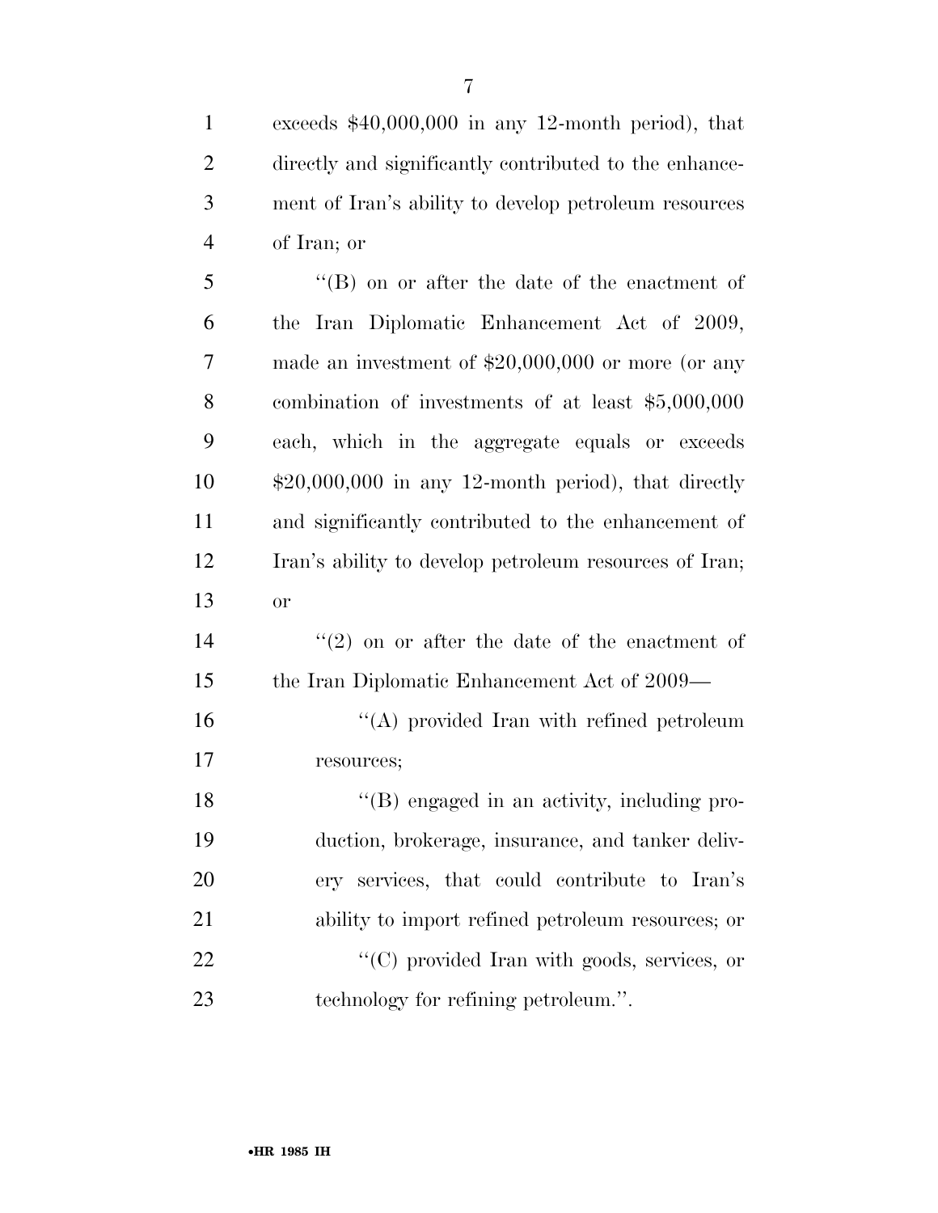exceeds $40,000,000 in any 12-month period), that directly and significantly contributed to the enhancement of Iran's ability to develop petroleum resources of Iran; or

''(B) on or after the date of the enactment of the Iran Diplomatic Enhancement Act of 2009, made an investment of $20,000,000 or more (or any combination of investments of at least $5,000,000 each, which in the aggregate equals or exceeds $20,000,000 in any 12-month period), that directly and significantly contributed to the enhancement of Iran's ability to develop petroleum resources of Iran; or

''(2) on or after the date of the enactment of the Iran Diplomatic Enhancement Act of 2009—

''(A) provided Iran with refined petroleum resources;

''(B) engaged in an activity, including production, brokerage, insurance, and tanker delivery services, that could contribute to Iran's ability to import refined petroleum resources; or

''(C) provided Iran with goods, services, or technology for refining petroleum.''.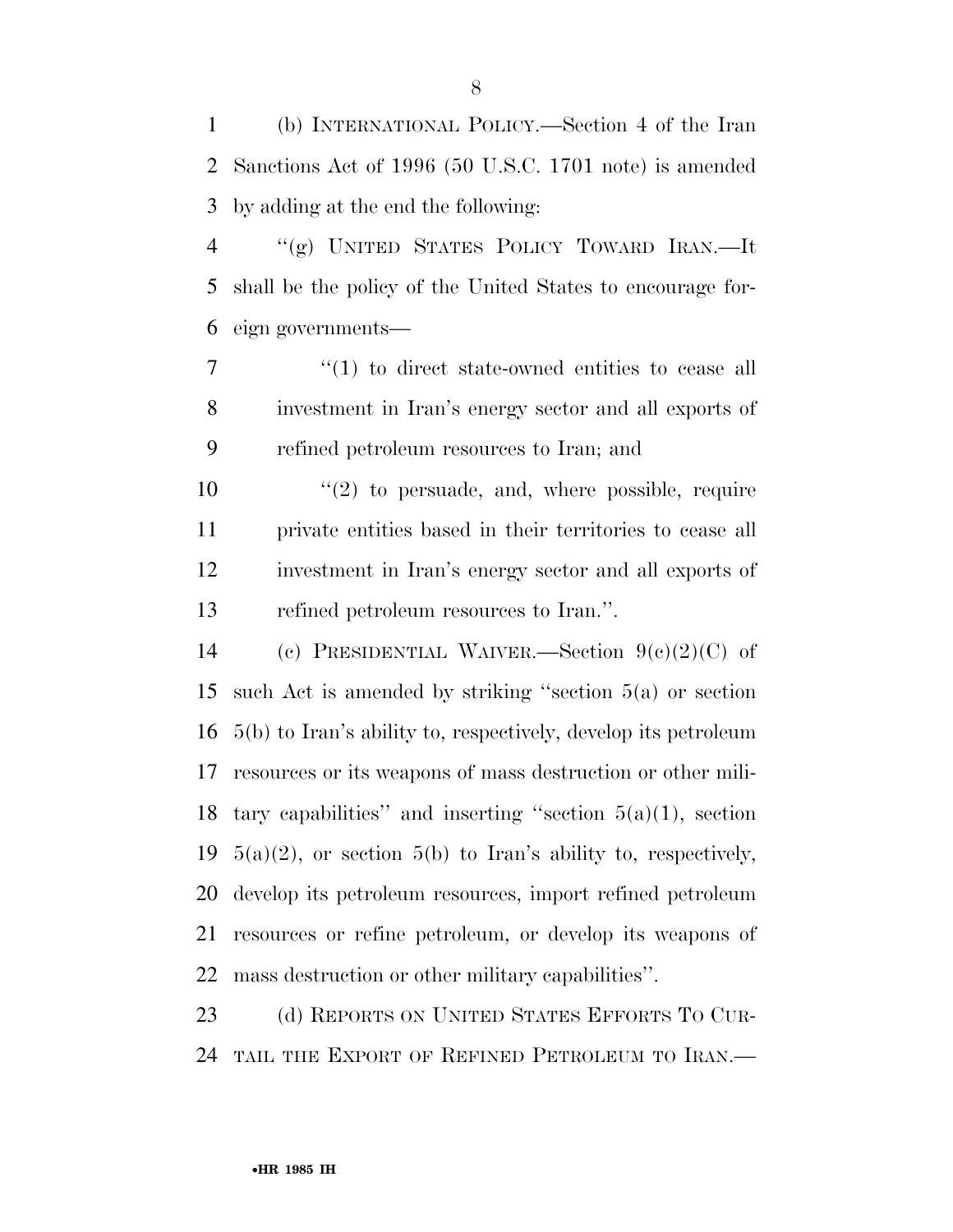(b) INTERNATIONAL POLICY.—Section 4 of the Iran Sanctions Act of 1996 (50 U.S.C. 1701 note) is amended by adding at the end the following:

"(g) UNITED STATES POLICY TOWARD IRAN.—It shall be the policy of the United States to encourage foreign governments—

"(1) to direct state-owned entities to cease all investment in Iran's energy sector and all exports of refined petroleum resources to Iran; and

"(2) to persuade, and, where possible, require private entities based in their territories to cease all investment in Iran's energy sector and all exports of refined petroleum resources to Iran.".

(c) PRESIDENTIAL WAIVER.—Section 9(c)(2)(C) of such Act is amended by striking "section 5(a) or section 5(b) to Iran's ability to, respectively, develop its petroleum resources or its weapons of mass destruction or other military capabilities" and inserting "section 5(a)(1), section 5(a)(2), or section 5(b) to Iran's ability to, respectively, develop its petroleum resources, import refined petroleum resources or refine petroleum, or develop its weapons of mass destruction or other military capabilities".

(d) REPORTS ON UNITED STATES EFFORTS TO CURTAIL THE EXPORT OF REFINED PETROLEUM TO IRAN.—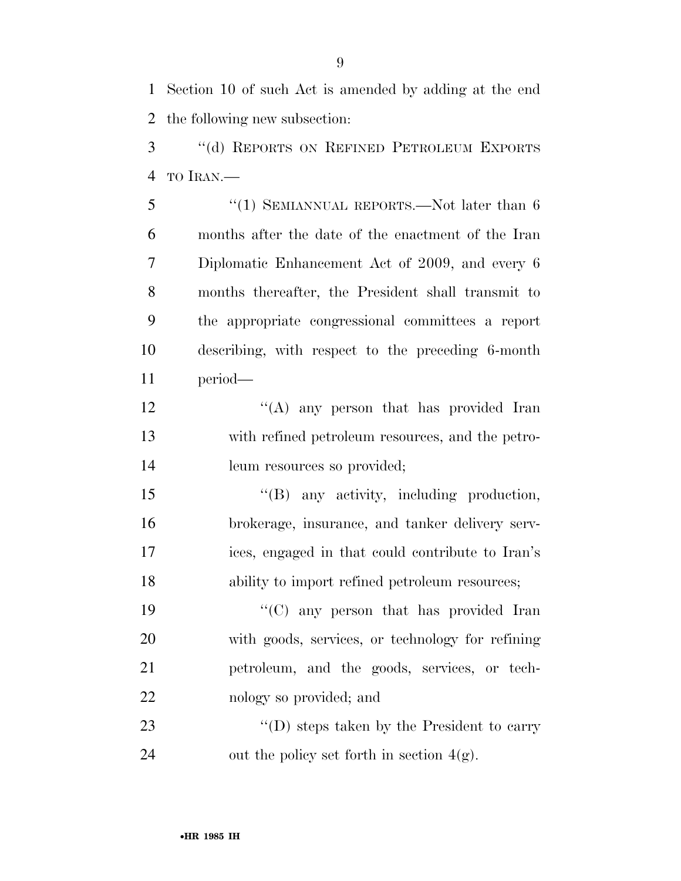Section 10 of such Act is amended by adding at the end the following new subsection:

''(d) REPORTS ON REFINED PETROLEUM EXPORTS TO IRAN.—

''(1) SEMIANNUAL REPORTS.—Not later than 6 months after the date of the enactment of the Iran Diplomatic Enhancement Act of 2009, and every 6 months thereafter, the President shall transmit to the appropriate congressional committees a report describing, with respect to the preceding 6-month period—

''(A) any person that has provided Iran with refined petroleum resources, and the petroleum resources so provided;

''(B) any activity, including production, brokerage, insurance, and tanker delivery services, engaged in that could contribute to Iran's ability to import refined petroleum resources;

''(C) any person that has provided Iran with goods, services, or technology for refining petroleum, and the goods, services, or technology so provided; and

''(D) steps taken by the President to carry out the policy set forth in section 4(g).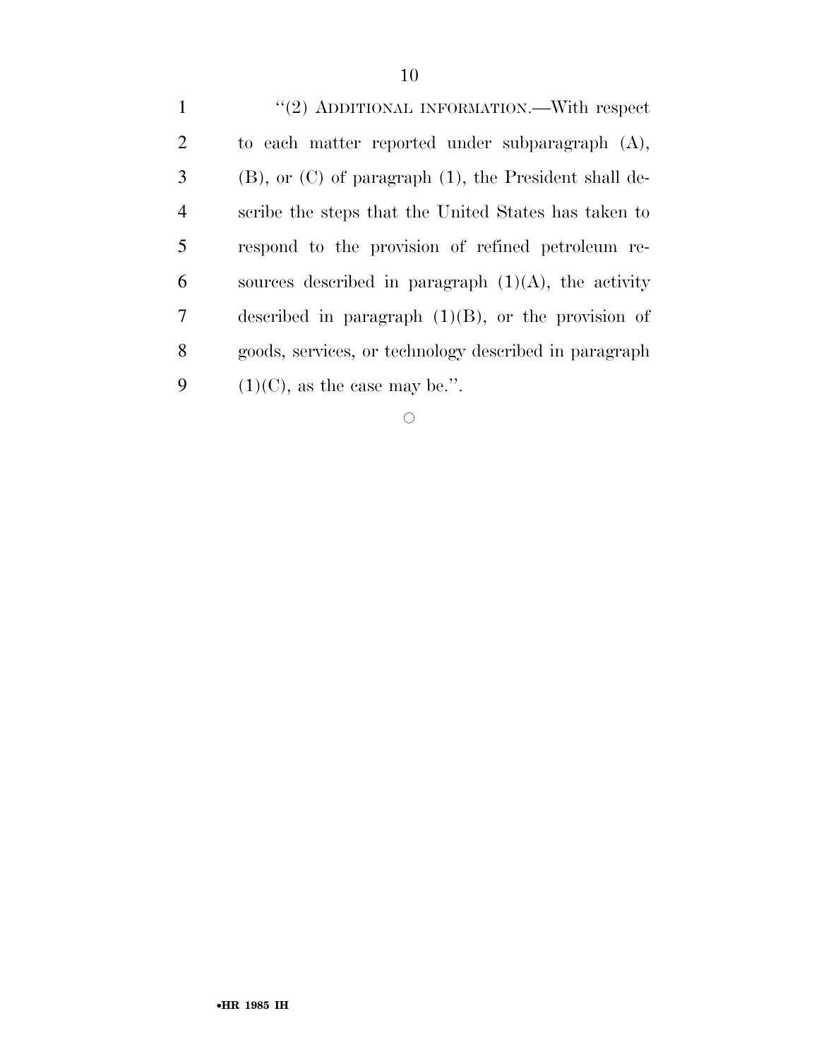"(2) ADDITIONAL INFORMATION.—With respect to each matter reported under subparagraph (A), (B), or (C) of paragraph (1), the President shall describe the steps that the United States has taken to respond to the provision of refined petroleum resources described in paragraph (1)(A), the activity described in paragraph (1)(B), or the provision of goods, services, or technology described in paragraph (1)(C), as the case may be.".

○